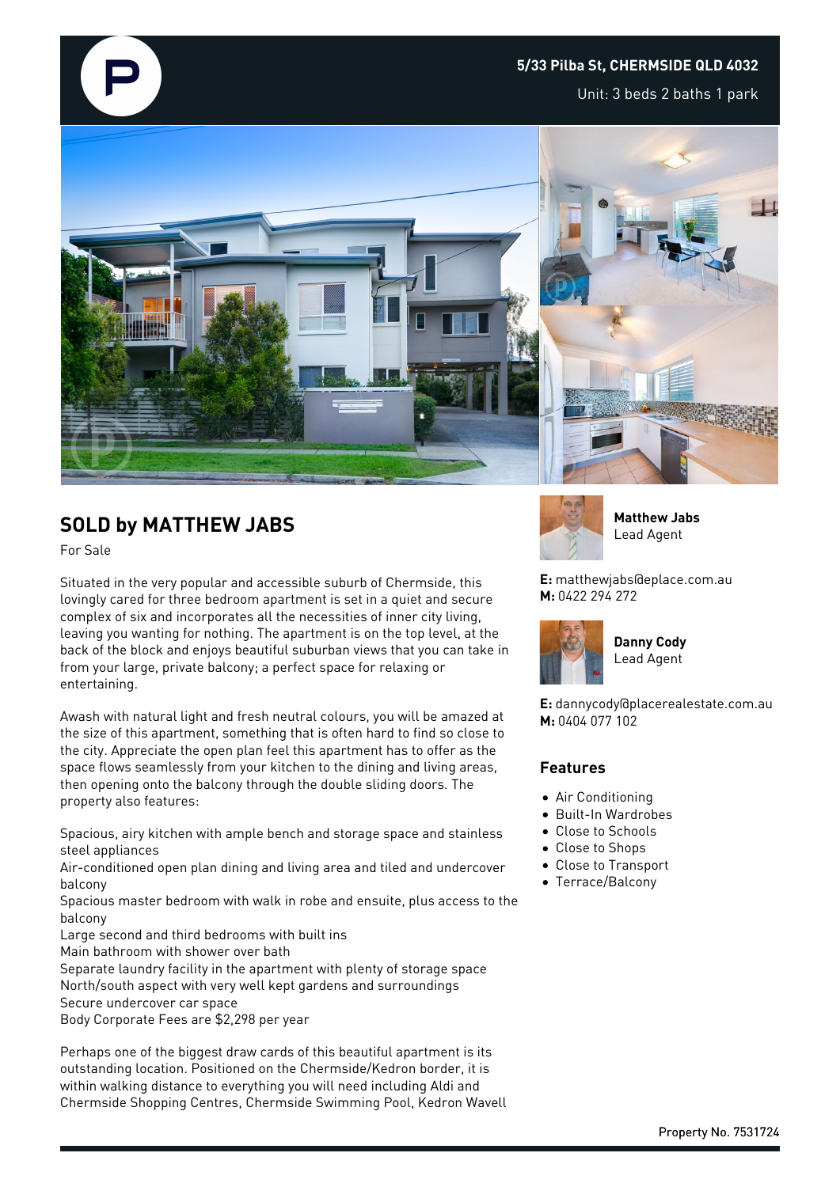**5/33 Pilba St, CHERMSIDE QLD 4032**

Unit: 3 beds 2 baths 1 park

## SOLD by MATTHEW JABS

For Sale

Situated in the very popular and accessible suburb of Chermside, this lovingly cared for three bedroom apartment is set in a quiet and secure complex of six and incorporates all the necessities of inner city living, leaving you wanting for nothing. The apartment is on the top level, at the back of the block and enjoys beautiful suburban views that you can take in from your large, private balcony; a perfect space for relaxing or entertaining.

Awash with natural light and fresh neutral colours, you will be amazed at the size of this apartment, something that is often hard to find so close to the city. Appreciate the open plan feel this apartment has to offer as the space flows seamlessly from your kitchen to the dining and living areas, then opening onto the balcony through the double sliding doors. The property also features:

Spacious, airy kitchen with ample bench and storage space and stainless steel appliances
Air-conditioned open plan dining and living area and tiled and undercover balcony
Spacious master bedroom with walk in robe and ensuite, plus access to the balcony
Large second and third bedrooms with built ins
Main bathroom with shower over bath
Separate laundry facility in the apartment with plenty of storage space
North/south aspect with very well kept gardens and surroundings
Secure undercover car space
Body Corporate Fees are $2,298 per year

Perhaps one of the biggest draw cards of this beautiful apartment is its outstanding location. Positioned on the Chermside/Kedron border, it is within walking distance to everything you will need including Aldi and Chermside Shopping Centres, Chermside Swimming Pool, Kedron Wavell

**Matthew Jabs**
Lead Agent

**E:** matthewjabs@eplace.com.au
**M:** 0422 294 272

**Danny Cody**
Lead Agent

**E:** dannycody@placerealestate.com.au
**M:** 0404 077 102

### Features

- Air Conditioning
- Built-In Wardrobes
- Close to Schools
- Close to Shops
- Close to Transport
- Terrace/Balcony

Property No. 7531724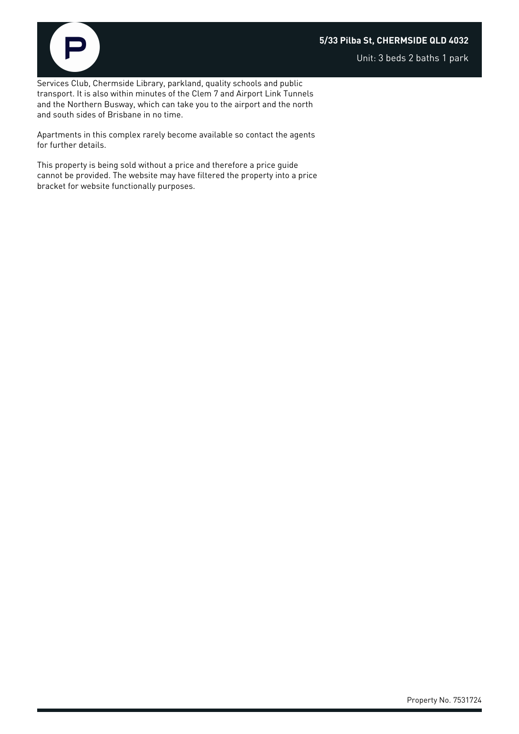Services Club, Chermside Library, parkland, quality schools and public transport. It is also within minutes of the Clem 7 and Airport Link Tunnels and the Northern Busway, which can take you to the airport and the north and south sides of Brisbane in no time.

Apartments in this complex rarely become available so contact the agents for further details.

This property is being sold without a price and therefore a price guide cannot be provided. The website may have filtered the property into a price bracket for website functionally purposes.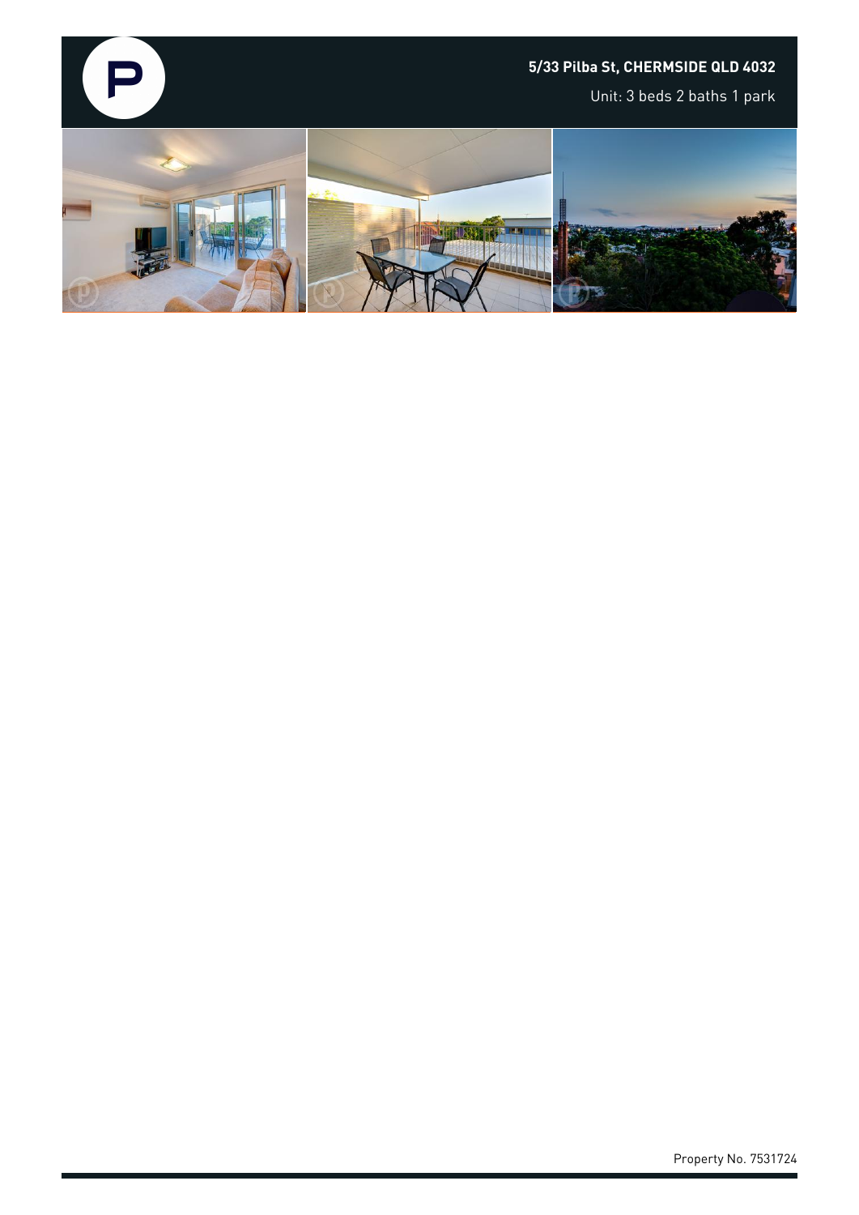**5/33 Pilba St, CHERMSIDE QLD 4032**

Unit: 3 beds 2 baths 1 park

Property No. 7531724